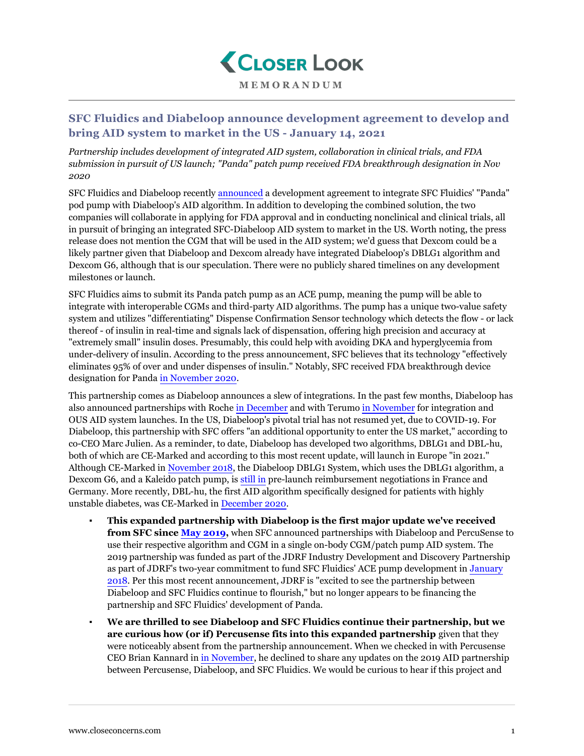# Closer Look

MEMORANDUM

## SFC Fluidics and Diabeloop announce development agreement to develop and bring AID system to market in the US - January 14, 2021

*Partnership includes development of integrated AID system, collaboration in clinical trials, and FDA submission in pursuit of US launch; "Panda" patch pump received FDA breakthrough designation in Nov 2020*

SFC Fluidics and Diabeloop recently announced a development agreement to integrate SFC Fluidics' "Panda" pod pump with Diabeloop's AID algorithm. In addition to developing the combined solution, the two companies will collaborate in applying for FDA approval and in conducting nonclinical and clinical trials, all in pursuit of bringing an integrated SFC-Diabeloop AID system to market in the US. Worth noting, the press release does not mention the CGM that will be used in the AID system; we'd guess that Dexcom could be a likely partner given that Diabeloop and Dexcom already have integrated Diabeloop's DBLG1 algorithm and Dexcom G6, although that is our speculation. There were no publicly shared timelines on any development milestones or launch.

SFC Fluidics aims to submit its Panda patch pump as an ACE pump, meaning the pump will be able to integrate with interoperable CGMs and third-party AID algorithms. The pump has a unique two-value safety system and utilizes "differentiating" Dispense Confirmation Sensor technology which detects the flow - or lack thereof - of insulin in real-time and signals lack of dispensation, offering high precision and accuracy at "extremely small" insulin doses. Presumably, this could help with avoiding DKA and hyperglycemia from under-delivery of insulin. According to the press announcement, SFC believes that its technology "effectively eliminates 95% of over and under dispenses of insulin." Notably, SFC received FDA breakthrough device designation for Panda in November 2020.

This partnership comes as Diabeloop announces a slew of integrations. In the past few months, Diabeloop has also announced partnerships with Roche in December and with Terumo in November for integration and OUS AID system launches. In the US, Diabeloop's pivotal trial has not resumed yet, due to COVID-19. For Diabeloop, this partnership with SFC offers "an additional opportunity to enter the US market," according to co-CEO Marc Julien. As a reminder, to date, Diabeloop has developed two algorithms, DBLG1 and DBL-hu, both of which are CE-Marked and according to this most recent update, will launch in Europe "in 2021." Although CE-Marked in November 2018, the Diabeloop DBLG1 System, which uses the DBLG1 algorithm, a Dexcom G6, and a Kaleido patch pump, is still in pre-launch reimbursement negotiations in France and Germany. More recently, DBL-hu, the first AID algorithm specifically designed for patients with highly unstable diabetes, was CE-Marked in December 2020.

- **This expanded partnership with Diabeloop is the first major update we've received from SFC since May 2019,** when SFC announced partnerships with Diabeloop and PercuSense to use their respective algorithm and CGM in a single on-body CGM/patch pump AID system. The 2019 partnership was funded as part of the JDRF Industry Development and Discovery Partnership as part of JDRF's two-year commitment to fund SFC Fluidics' ACE pump development in January 2018. Per this most recent announcement, JDRF is "excited to see the partnership between Diabeloop and SFC Fluidics continue to flourish," but no longer appears to be financing the partnership and SFC Fluidics' development of Panda.
- **We are thrilled to see Diabeloop and SFC Fluidics continue their partnership, but we are curious how (or if) Percusense fits into this expanded partnership** given that they were noticeably absent from the partnership announcement. When we checked in with Percusense CEO Brian Kannard in in November, he declined to share any updates on the 2019 AID partnership between Percusense, Diabeloop, and SFC Fluidics. We would be curious to hear if this project and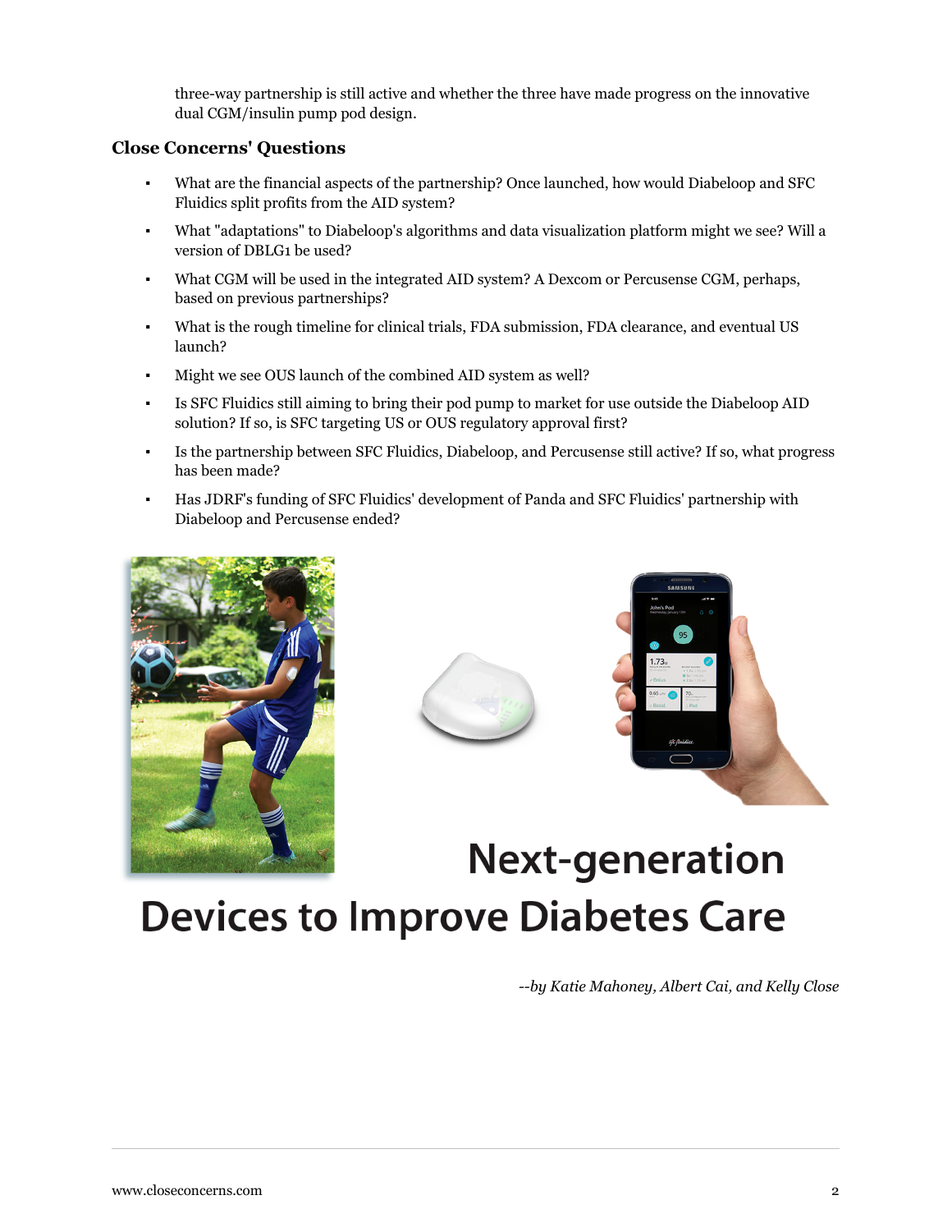three-way partnership is still active and whether the three have made progress on the innovative dual CGM/insulin pump pod design.

### Close Concerns' Questions

- What are the financial aspects of the partnership? Once launched, how would Diabeloop and SFC Fluidics split profits from the AID system?
- What "adaptations" to Diabeloop's algorithms and data visualization platform might we see? Will a version of DBLG1 be used?
- What CGM will be used in the integrated AID system? A Dexcom or Percusense CGM, perhaps, based on previous partnerships?
- What is the rough timeline for clinical trials, FDA submission, FDA clearance, and eventual US launch?
- Might we see OUS launch of the combined AID system as well?
- Is SFC Fluidics still aiming to bring their pod pump to market for use outside the Diabeloop AID solution? If so, is SFC targeting US or OUS regulatory approval first?
- Is the partnership between SFC Fluidics, Diabeloop, and Percusense still active? If so, what progress has been made?
- Has JDRF's funding of SFC Fluidics' development of Panda and SFC Fluidics' partnership with Diabeloop and Percusense ended?

# Next-generation Devices to Improve Diabetes Care

*--by Katie Mahoney, Albert Cai, and Kelly Close*